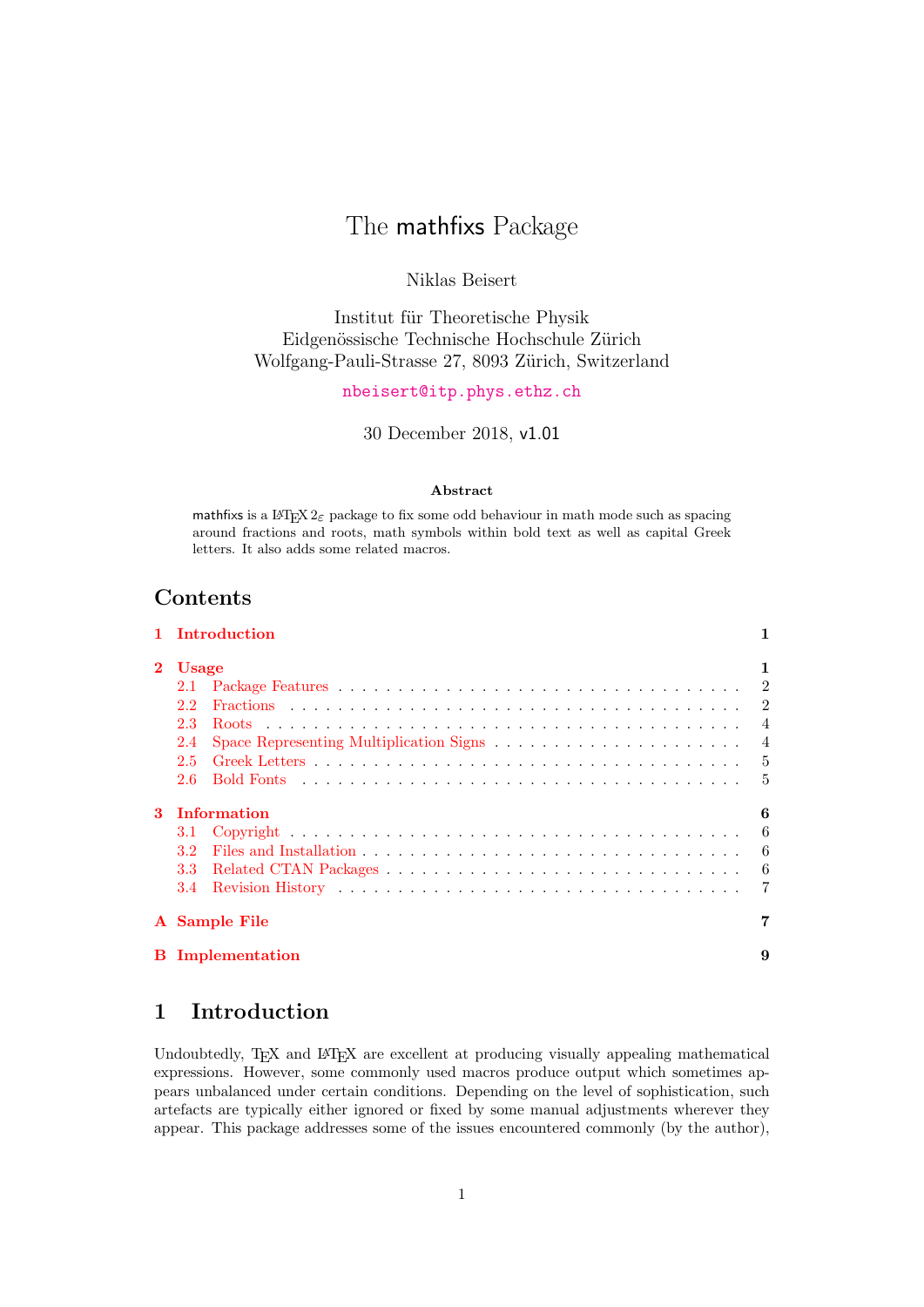# The mathfixs Package

Niklas Beisert

Institut für Theoretische Physik
Eidgenössische Technische Hochschule Zürich
Wolfgang-Pauli-Strasse 27, 8093 Zürich, Switzerland

nbeisert@itp.phys.ethz.ch

30 December 2018, v1.01

**Abstract**

mathfixs is a LaTeX $2_\varepsilon$ package to fix some odd behaviour in math mode such as spacing around fractions and roots, math symbols within bold text as well as capital Greek letters. It also adds some related macros.

## Contents

**1 Introduction** **1**

**2 Usage** **1**
- 2.1 Package Features 2
- 2.2 Fractions 2
- 2.3 Roots 4
- 2.4 Space Representing Multiplication Signs 4
- 2.5 Greek Letters 5
- 2.6 Bold Fonts 5

**3 Information** **6**
- 3.1 Copyright 6
- 3.2 Files and Installation 6
- 3.3 Related CTAN Packages 6
- 3.4 Revision History 7

**A Sample File** **7**

**B Implementation** **9**

## 1 Introduction

Undoubtedly, TeX and LaTeX are excellent at producing visually appealing mathematical expressions. However, some commonly used macros produce output which sometimes appears unbalanced under certain conditions. Depending on the level of sophistication, such artefacts are typically either ignored or fixed by some manual adjustments wherever they appear. This package addresses some of the issues encountered commonly (by the author),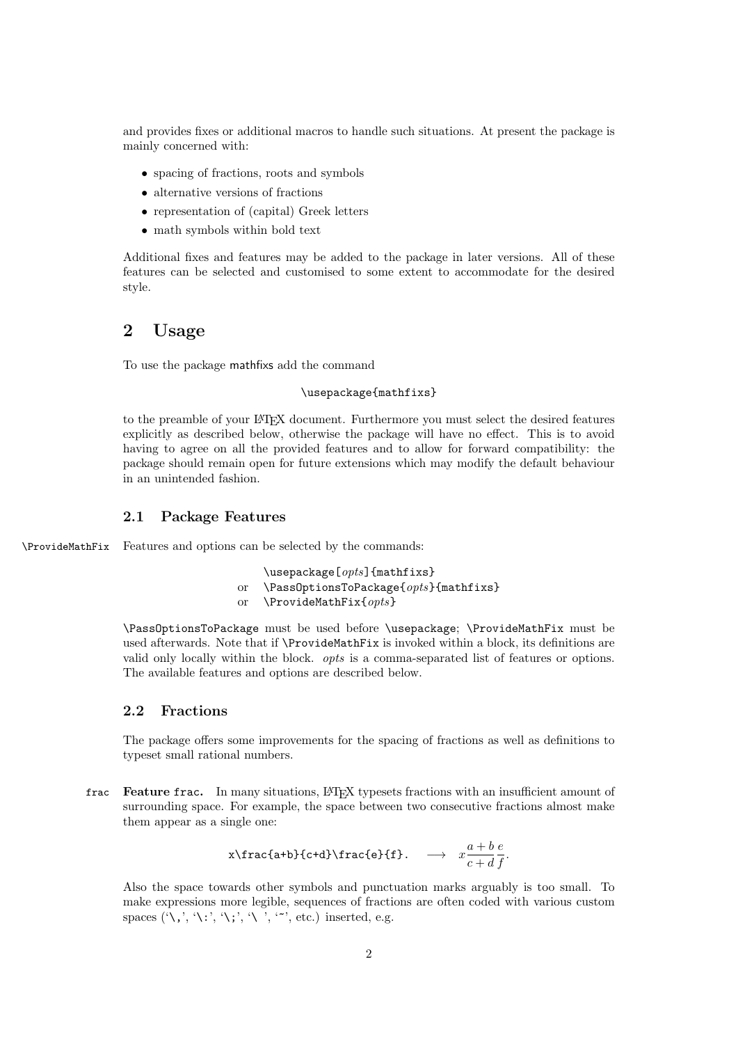and provides fixes or additional macros to handle such situations. At present the package is mainly concerned with:

- spacing of fractions, roots and symbols
- alternative versions of fractions
- representation of (capital) Greek letters
- math symbols within bold text

Additional fixes and features may be added to the package in later versions. All of these features can be selected and customised to some extent to accommodate for the desired style.

## 2 Usage

To use the package mathfixs add the command

```
\usepackage{mathfixs}
```

to the preamble of your LaTeX document. Furthermore you must select the desired features explicitly as described below, otherwise the package will have no effect. This is to avoid having to agree on all the provided features and to allow for forward compatibility: the package should remain open for future extensions which may modify the default behaviour in an unintended fashion.

### 2.1 Package Features

`\ProvideMathFix` Features and options can be selected by the commands:

```
    \usepackage[opts]{mathfixs}
or  \PassOptionsToPackage{opts}{mathfixs}
or  \ProvideMathFix{opts}
```

`\PassOptionsToPackage` must be used before `\usepackage`; `\ProvideMathFix` must be used afterwards. Note that if `\ProvideMathFix` is invoked within a block, its definitions are valid only locally within the block. *opts* is a comma-separated list of features or options. The available features and options are described below.

### 2.2 Fractions

The package offers some improvements for the spacing of fractions as well as definitions to typeset small rational numbers.

`frac` **Feature `frac`.** In many situations, LaTeX typesets fractions with an insufficient amount of surrounding space. For example, the space between two consecutive fractions almost make them appear as a single one:

`x\frac{a+b}{c+d}\frac{e}{f}.` $\longrightarrow$ $x\frac{a+b}{c+d}\frac{e}{f}.$

Also the space towards other symbols and punctuation marks arguably is too small. To make expressions more legible, sequences of fractions are often coded with various custom spaces ('`\,`', '`\:`', '`\;`', '`\ `', '`~`', etc.) inserted, e.g.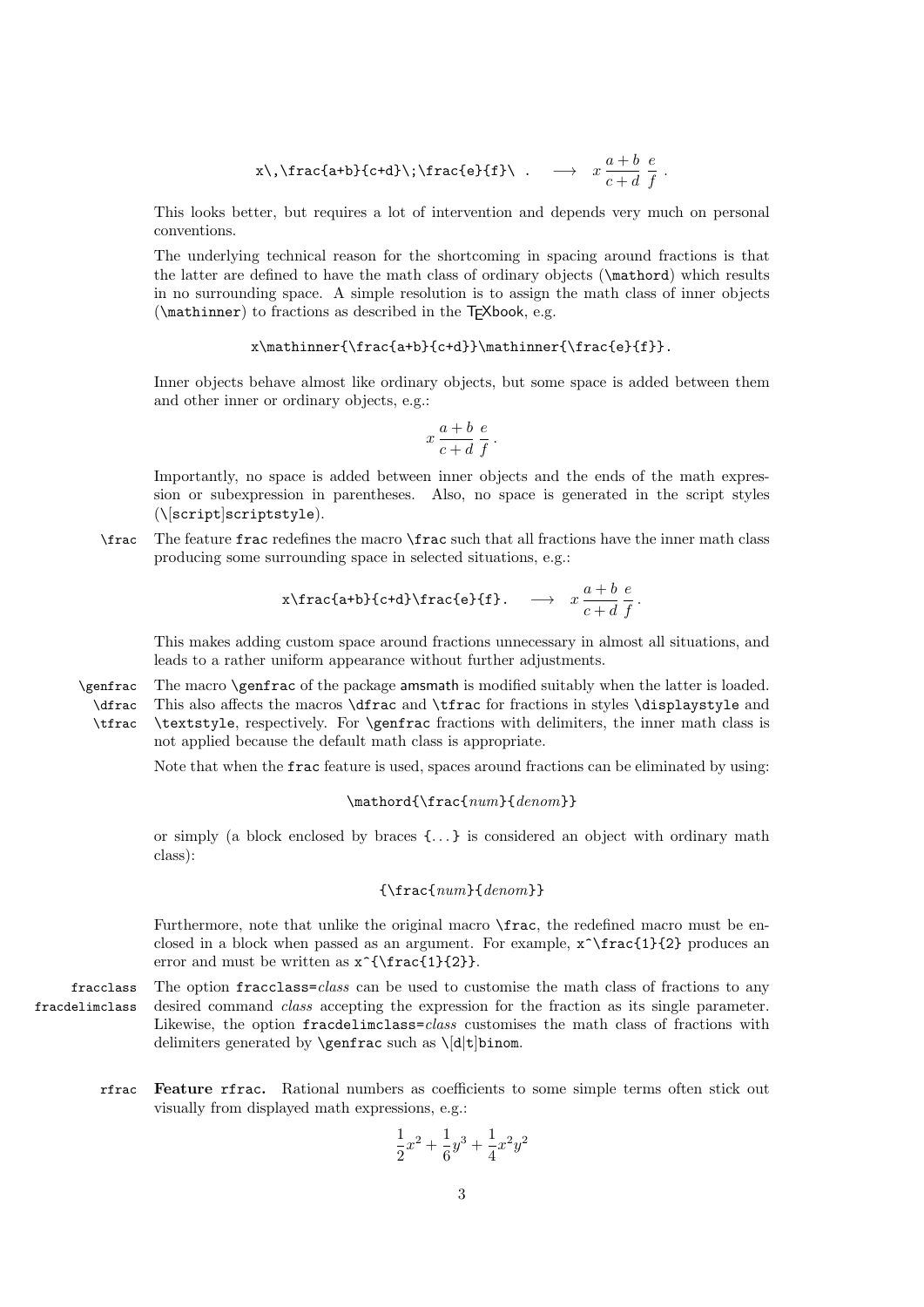`x\,\frac{a+b}{c+d}\;\frac{e}{f}\ .` $\longrightarrow$ $x\,\frac{a+b}{c+d}\;\frac{e}{f}\ .$

This looks better, but requires a lot of intervention and depends very much on personal conventions.

The underlying technical reason for the shortcoming in spacing around fractions is that the latter are defined to have the math class of ordinary objects (`\mathord`) which results in no surrounding space. A simple resolution is to assign the math class of inner objects (`\mathinner`) to fractions as described in the TEXbook, e.g.

```
x\mathinner{\frac{a+b}{c+d}}\mathinner{\frac{e}{f}}.
```

Inner objects behave almost like ordinary objects, but some space is added between them and other inner or ordinary objects, e.g.:

$$x\mathinner{\frac{a+b}{c+d}}\mathinner{\frac{e}{f}}.$$

Importantly, no space is added between inner objects and the ends of the math expression or subexpression in parentheses. Also, no space is generated in the script styles (`\[script]scriptstyle`).

`\frac` The feature `frac` redefines the macro `\frac` such that all fractions have the inner math class producing some surrounding space in selected situations, e.g.:

`x\frac{a+b}{c+d}\frac{e}{f}.` $\longrightarrow$ $x\mathinner{\frac{a+b}{c+d}}\mathinner{\frac{e}{f}}.$

This makes adding custom space around fractions unnecessary in almost all situations, and leads to a rather uniform appearance without further adjustments.

`\genfrac` `\dfrac` `\tfrac` The macro `\genfrac` of the package amsmath is modified suitably when the latter is loaded. This also affects the macros `\dfrac` and `\tfrac` for fractions in styles `\displaystyle` and `\textstyle`, respectively. For `\genfrac` fractions with delimiters, the inner math class is not applied because the default math class is appropriate.

Note that when the `frac` feature is used, spaces around fractions can be eliminated by using:

`\mathord{\frac{`*num*`}{`*denom*`}}`

or simply (a block enclosed by braces `{...}` is considered an object with ordinary math class):

`{\frac{`*num*`}{`*denom*`}}`

Furthermore, note that unlike the original macro `\frac`, the redefined macro must be enclosed in a block when passed as an argument. For example, `x^\frac{1}{2}` produces an error and must be written as `x^{\frac{1}{2}}`.

`fracclass` `fracdelimclass` The option `fracclass=`*class* can be used to customise the math class of fractions to any desired command *class* accepting the expression for the fraction as its single parameter. Likewise, the option `fracdelimclass=`*class* customises the math class of fractions with delimiters generated by `\genfrac` such as `\[d|t]binom`.

`rfrac` **Feature `rfrac`.** Rational numbers as coefficients to some simple terms often stick out visually from displayed math expressions, e.g.:

$$\frac{1}{2}x^2+\frac{1}{6}y^3+\frac{1}{4}x^2y^2$$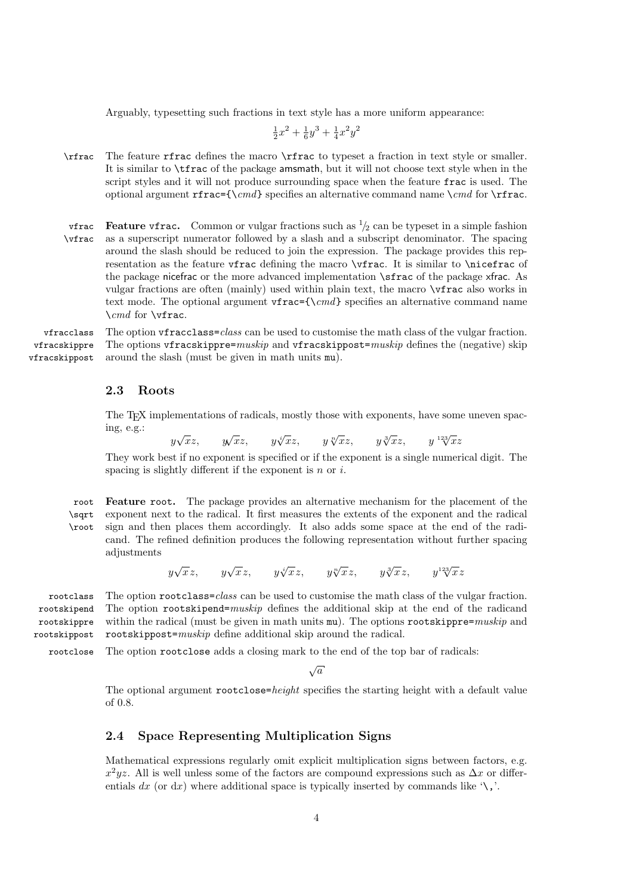Arguably, typesetting such fractions in text style has a more uniform appearance:

$$\tfrac{1}{2}x^2 + \tfrac{1}{6}y^3 + \tfrac{1}{4}x^2y^2$$

`\rfrac` The feature `rfrac` defines the macro `\rfrac` to typeset a fraction in text style or smaller. It is similar to `\tfrac` of the package amsmath, but it will not choose text style when in the script styles and it will not produce surrounding space when the feature `frac` is used. The optional argument `rfrac={\`*cmd*`}` specifies an alternative command name `\`*cmd* for `\rfrac`.

`vfrac` `\vfrac` **Feature `vfrac`.** Common or vulgar fractions such as $^1\!/_2$ can be typeset in a simple fashion as a superscript numerator followed by a slash and a subscript denominator. The spacing around the slash should be reduced to join the expression. The package provides this representation as the feature `vfrac` defining the macro `\vfrac`. It is similar to `\nicefrac` of the package nicefrac or the more advanced implementation `\sfrac` of the package xfrac. As vulgar fractions are often (mainly) used within plain text, the macro `\vfrac` also works in text mode. The optional argument `vfrac={\`*cmd*`}` specifies an alternative command name `\`*cmd* for `\vfrac`.

`vfracclass` `vfracskippre` `vfracskippost` The option `vfracclass=`*class* can be used to customise the math class of the vulgar fraction. The options `vfracskippre=`*muskip* and `vfracskippost=`*muskip* defines the (negative) skip around the slash (must be given in math units `mu`).

## 2.3 Roots

The TeX implementations of radicals, mostly those with exponents, have some uneven spacing, e.g.:

$$y\sqrt{x}z, \qquad y\sqrt{x}z, \qquad y\sqrt[i]{x}z, \qquad y\sqrt[n]{x}z, \qquad y\sqrt[3]{x}z, \qquad y\sqrt[123]{x}z$$

They work best if no exponent is specified or if the exponent is a single numerical digit. The spacing is slightly different if the exponent is $n$ or $i$.

`root` `\sqrt` `\root` **Feature `root`.** The package provides an alternative mechanism for the placement of the exponent next to the radical. It first measures the extents of the exponent and the radical sign and then places them accordingly. It also adds some space at the end of the radicand. The refined definition produces the following representation without further spacing adjustments

$$y\sqrt{x}\,z, \qquad y\sqrt{x}\,z, \qquad y\sqrt[i]{x}\,z, \qquad y\sqrt[n]{x}\,z, \qquad y\sqrt[3]{x}\,z, \qquad y\sqrt[123]{x}\,z$$

`rootclass` `rootskipend` `rootskippre` `rootskippost` The option `rootclass=`*class* can be used to customise the math class of the vulgar fraction. The option `rootskipend=`*muskip* defines the additional skip at the end of the radicand within the radical (must be given in math units `mu`). The options `rootskippre=`*muskip* and `rootskippost=`*muskip* define additional skip around the radical.

`rootclose` The option `rootclose` adds a closing mark to the end of the top bar of radicals:

$$\sqrt{a}$$

The optional argument `rootclose=`*height* specifies the starting height with a default value of 0.8.

## 2.4 Space Representing Multiplication Signs

Mathematical expressions regularly omit explicit multiplication signs between factors, e.g. $x^2yz$. All is well unless some of the factors are compound expressions such as $\Delta x$ or differentials $dx$ (or $\mathrm{d}x$) where additional space is typically inserted by commands like '`\,`'.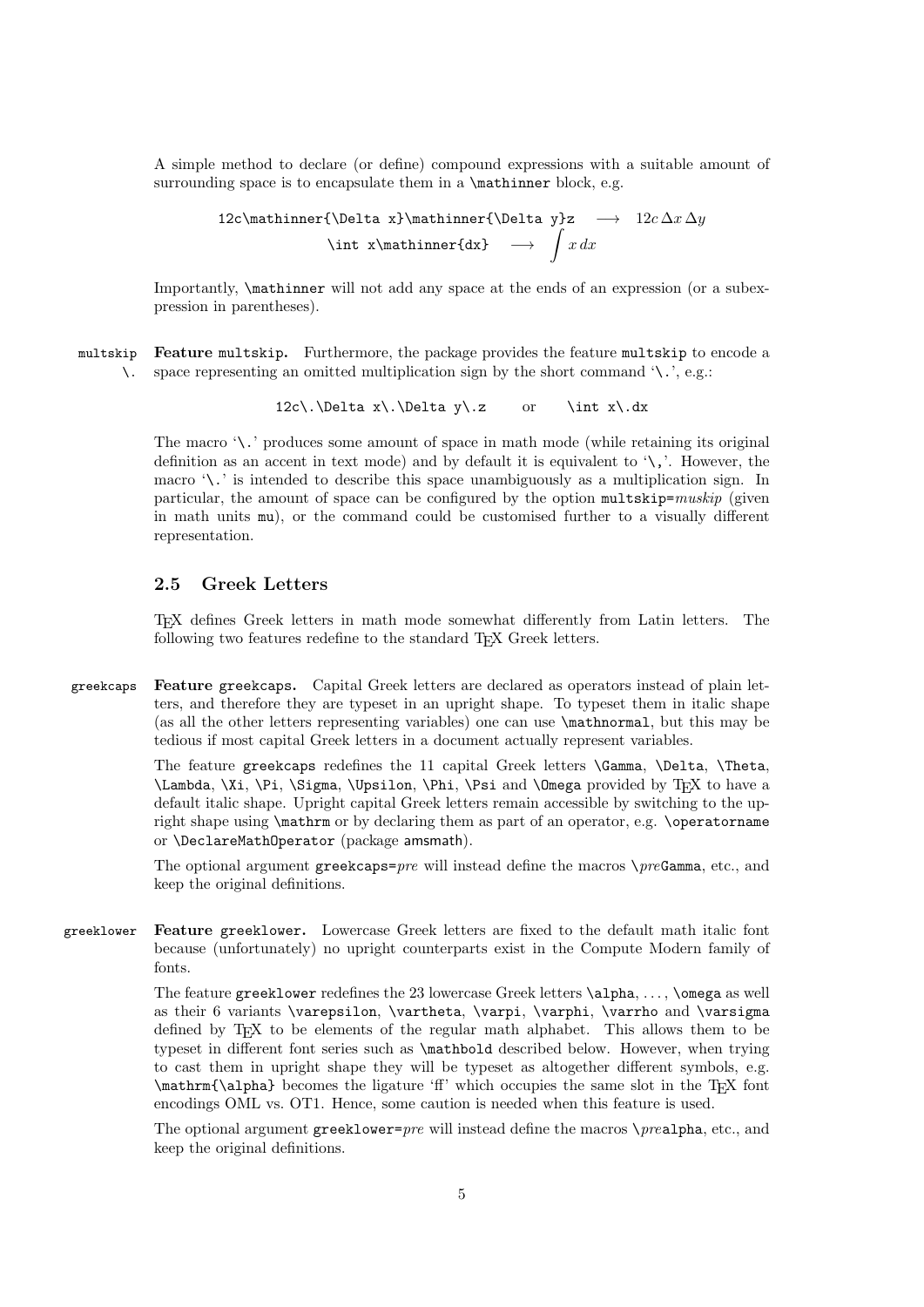A simple method to declare (or define) compound expressions with a suitable amount of surrounding space is to encapsulate them in a `\mathinner` block, e.g.

`12c\mathinner{\Delta x}\mathinner{\Delta y}z` $\longrightarrow$ $12c\,\Delta x\,\Delta y$

`\int x\mathinner{dx}` $\longrightarrow$ $\int x\,dx$

Importantly, `\mathinner` will not add any space at the ends of an expression (or a subexpression in parentheses).

multskip
`\.`

**Feature `multskip`.** Furthermore, the package provides the feature `multskip` to encode a space representing an omitted multiplication sign by the short command '`\.`', e.g.:

`12c\.\Delta x\.\Delta y\.z` or `\int x\.dx`

The macro '`\.`' produces some amount of space in math mode (while retaining its original definition as an accent in text mode) and by default it is equivalent to '`\,`'. However, the macro '`\.`' is intended to describe this space unambiguously as a multiplication sign. In particular, the amount of space can be configured by the option `multskip=`*muskip* (given in math units `mu`), or the command could be customised further to a visually different representation.

## 2.5 Greek Letters

TEX defines Greek letters in math mode somewhat differently from Latin letters. The following two features redefine to the standard TEX Greek letters.

greekcaps

**Feature `greekcaps`.** Capital Greek letters are declared as operators instead of plain letters, and therefore they are typeset in an upright shape. To typeset them in italic shape (as all the other letters representing variables) one can use `\mathnormal`, but this may be tedious if most capital Greek letters in a document actually represent variables.

The feature `greekcaps` redefines the 11 capital Greek letters `\Gamma`, `\Delta`, `\Theta`, `\Lambda`, `\Xi`, `\Pi`, `\Sigma`, `\Upsilon`, `\Phi`, `\Psi` and `\Omega` provided by TEX to have a default italic shape. Upright capital Greek letters remain accessible by switching to the upright shape using `\mathrm` or by declaring them as part of an operator, e.g. `\operatorname` or `\DeclareMathOperator` (package amsmath).

The optional argument `greekcaps=`*pre* will instead define the macros `\`*pre*`Gamma`, etc., and keep the original definitions.

greeklower

**Feature `greeklower`.** Lowercase Greek letters are fixed to the default math italic font because (unfortunately) no upright counterparts exist in the Compute Modern family of fonts.

The feature `greeklower` redefines the 23 lowercase Greek letters `\alpha`, ..., `\omega` as well as their 6 variants `\varepsilon`, `\vartheta`, `\varpi`, `\varphi`, `\varrho` and `\varsigma` defined by TEX to be elements of the regular math alphabet. This allows them to be typeset in different font series such as `\mathbold` described below. However, when trying to cast them in upright shape they will be typeset as altogether different symbols, e.g. `\mathrm{\alpha}` becomes the ligature 'ff' which occupies the same slot in the TEX font encodings OML vs. OT1. Hence, some caution is needed when this feature is used.

The optional argument `greeklower=`*pre* will instead define the macros `\`*pre*`alpha`, etc., and keep the original definitions.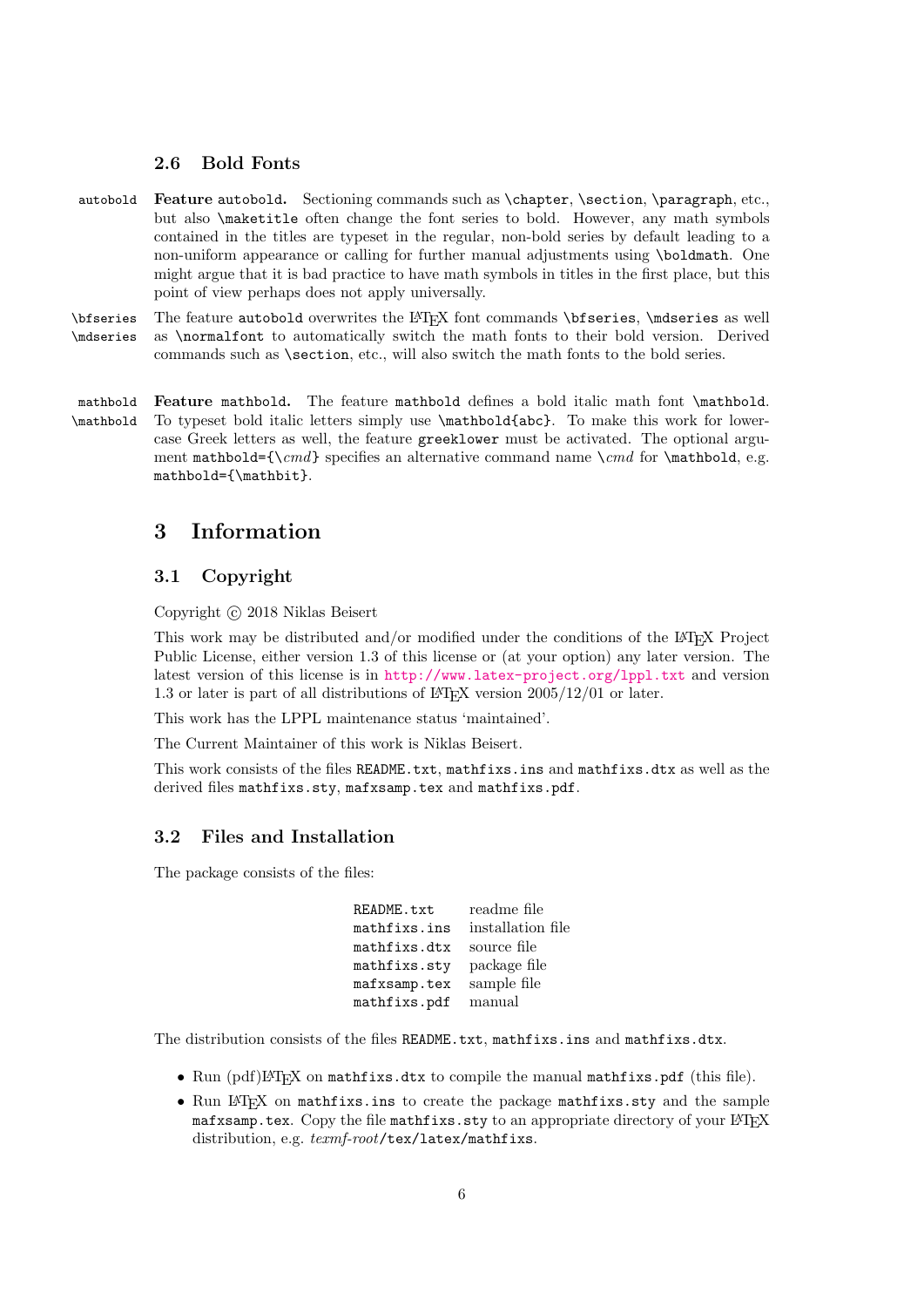### 2.6 Bold Fonts

autobold **Feature autobold.** Sectioning commands such as `\chapter`, `\section`, `\paragraph`, etc., but also `\maketitle` often change the font series to bold. However, any math symbols contained in the titles are typeset in the regular, non-bold series by default leading to a non-uniform appearance or calling for further manual adjustments using `\boldmath`. One might argue that it is bad practice to have math symbols in titles in the first place, but this point of view perhaps does not apply universally.

`\bfseries` `\mdseries` The feature `autobold` overwrites the LaTeX font commands `\bfseries`, `\mdseries` as well as `\normalfont` to automatically switch the math fonts to their bold version. Derived commands such as `\section`, etc., will also switch the math fonts to the bold series.

mathbold `\mathbold` **Feature mathbold.** The feature `mathbold` defines a bold italic math font `\mathbold`. To typeset bold italic letters simply use `\mathbold{abc}`. To make this work for lowercase Greek letters as well, the feature `greeklower` must be activated. The optional argument `mathbold={\`*cmd*`}` specifies an alternative command name `\`*cmd* for `\mathbold`, e.g. `mathbold={\mathbit}`.

## 3 Information

### 3.1 Copyright

Copyright © 2018 Niklas Beisert

This work may be distributed and/or modified under the conditions of the LaTeX Project Public License, either version 1.3 of this license or (at your option) any later version. The latest version of this license is in http://www.latex-project.org/lppl.txt and version 1.3 or later is part of all distributions of LaTeX version 2005/12/01 or later.

This work has the LPPL maintenance status 'maintained'.

The Current Maintainer of this work is Niklas Beisert.

This work consists of the files `README.txt`, `mathfixs.ins` and `mathfixs.dtx` as well as the derived files `mathfixs.sty`, `mafxsamp.tex` and `mathfixs.pdf`.

### 3.2 Files and Installation

The package consists of the files:

| | |
|---|---|
| `README.txt` | readme file |
| `mathfixs.ins` | installation file |
| `mathfixs.dtx` | source file |
| `mathfixs.sty` | package file |
| `mafxsamp.tex` | sample file |
| `mathfixs.pdf` | manual |

The distribution consists of the files `README.txt`, `mathfixs.ins` and `mathfixs.dtx`.

- Run (pdf)LaTeX on `mathfixs.dtx` to compile the manual `mathfixs.pdf` (this file).
- Run LaTeX on `mathfixs.ins` to create the package `mathfixs.sty` and the sample `mafxsamp.tex`. Copy the file `mathfixs.sty` to an appropriate directory of your LaTeX distribution, e.g. *texmf-root*`/tex/latex/mathfixs`.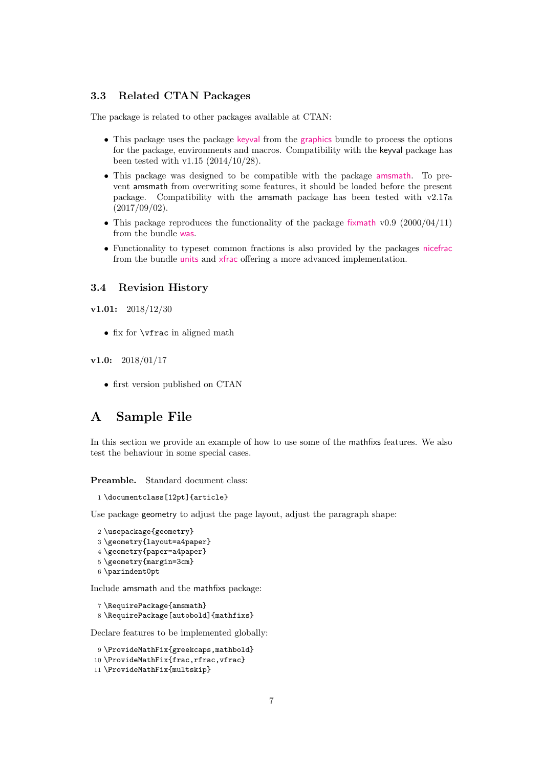### 3.3 Related CTAN Packages

The package is related to other packages available at CTAN:

- This package uses the package keyval from the graphics bundle to process the options for the package, environments and macros. Compatibility with the keyval package has been tested with v1.15 (2014/10/28).
- This package was designed to be compatible with the package amsmath. To prevent amsmath from overwriting some features, it should be loaded before the present package. Compatibility with the amsmath package has been tested with v2.17a (2017/09/02).
- This package reproduces the functionality of the package fixmath v0.9 (2000/04/11) from the bundle was.
- Functionality to typeset common fractions is also provided by the packages nicefrac from the bundle units and xfrac offering a more advanced implementation.

### 3.4 Revision History

**v1.01:** 2018/12/30

- fix for `\vfrac` in aligned math

**v1.0:** 2018/01/17

- first version published on CTAN

## A Sample File

In this section we provide an example of how to use some of the mathfixs features. We also test the behaviour in some special cases.

**Preamble.** Standard document class:

```
1 \documentclass[12pt]{article}
```

Use package geometry to adjust the page layout, adjust the paragraph shape:

```
2 \usepackage{geometry}
3 \geometry{layout=a4paper}
4 \geometry{paper=a4paper}
5 \geometry{margin=3cm}
6 \parindent0pt
```

Include amsmath and the mathfixs package:

```
7 \RequirePackage{amsmath}
8 \RequirePackage[autobold]{mathfixs}
```

Declare features to be implemented globally:

```
9 \ProvideMathFix{greekcaps,mathbold}
10 \ProvideMathFix{frac,rfrac,vfrac}
11 \ProvideMathFix{multskip}
```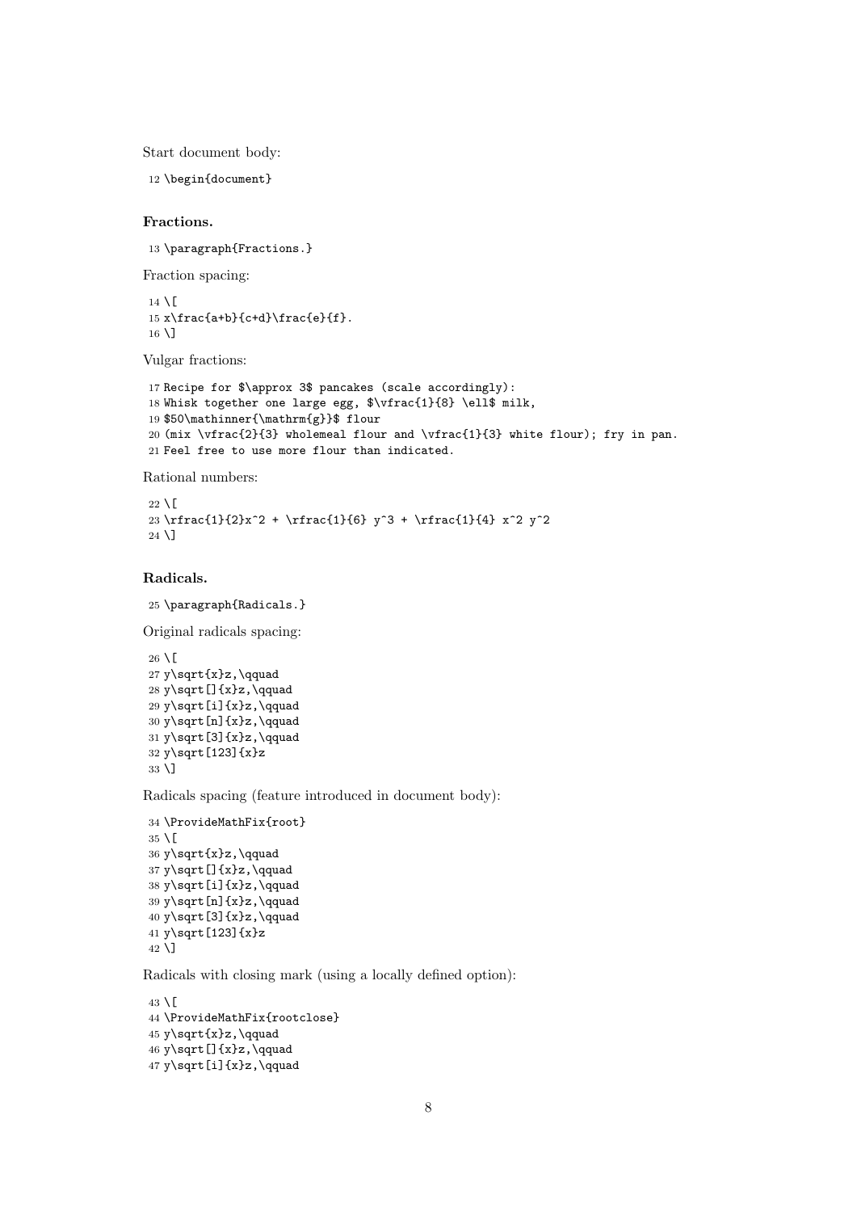Start document body:

```
12 \begin{document}
```

**Fractions.**

```
13 \paragraph{Fractions.}
```

Fraction spacing:

```
14 \[
15 x\frac{a+b}{c+d}\frac{e}{f}.
16 \]
```

Vulgar fractions:

```
17 Recipe for $\approx 3$ pancakes (scale accordingly):
18 Whisk together one large egg, $\vfrac{1}{8} \ell$ milk,
19 $50\mathinner{\mathrm{g}}$ flour
20 (mix \vfrac{2}{3} wholemeal flour and \vfrac{1}{3} white flour); fry in pan.
21 Feel free to use more flour than indicated.
```

Rational numbers:

```
22 \[
23 \rfrac{1}{2}x^2 + \rfrac{1}{6} y^3 + \rfrac{1}{4} x^2 y^2
24 \]
```

**Radicals.**

```
25 \paragraph{Radicals.}
```

Original radicals spacing:

```
26 \[
27 y\sqrt{x}z,\qquad
28 y\sqrt[]{x}z,\qquad
29 y\sqrt[i]{x}z,\qquad
30 y\sqrt[n]{x}z,\qquad
31 y\sqrt[3]{x}z,\qquad
32 y\sqrt[123]{x}z
33 \]
```

Radicals spacing (feature introduced in document body):

```
34 \ProvideMathFix{root}
35 \[
36 y\sqrt{x}z,\qquad
37 y\sqrt[]{x}z,\qquad
38 y\sqrt[i]{x}z,\qquad
39 y\sqrt[n]{x}z,\qquad
40 y\sqrt[3]{x}z,\qquad
41 y\sqrt[123]{x}z
42 \]
```

Radicals with closing mark (using a locally defined option):

```
43 \[
44 \ProvideMathFix{rootclose}
45 y\sqrt{x}z,\qquad
46 y\sqrt[]{x}z,\qquad
47 y\sqrt[i]{x}z,\qquad
```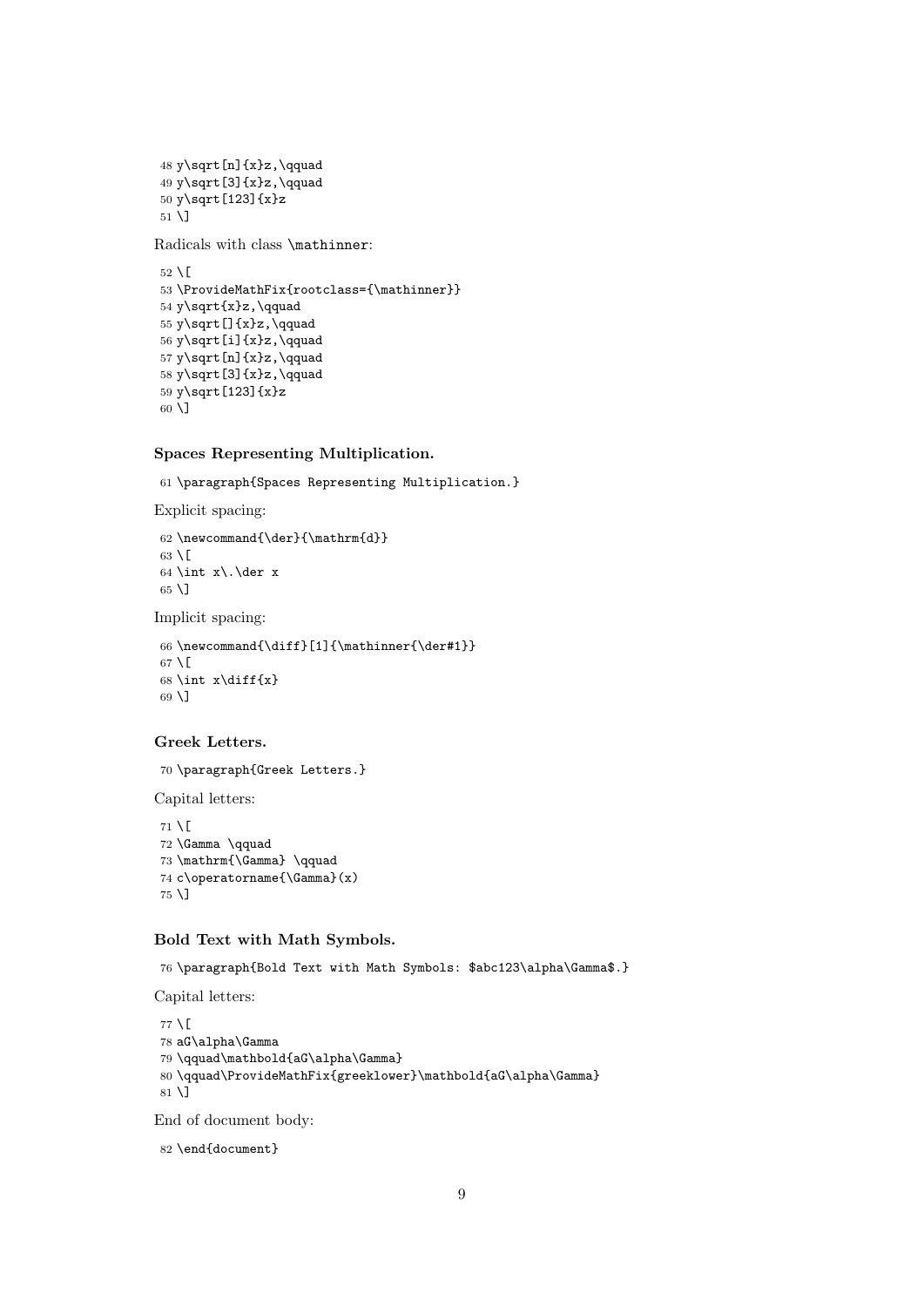```
48 y\sqrt[n]{x}z,\qquad
49 y\sqrt[3]{x}z,\qquad
50 y\sqrt[123]{x}z
51 \]
```

Radicals with class `\mathinner`:

```
52 \[
53 \ProvideMathFix{rootclass={\mathinner}}
54 y\sqrt{x}z,\qquad
55 y\sqrt[]{x}z,\qquad
56 y\sqrt[i]{x}z,\qquad
57 y\sqrt[n]{x}z,\qquad
58 y\sqrt[3]{x}z,\qquad
59 y\sqrt[123]{x}z
60 \]
```

#### Spaces Representing Multiplication.

```
61 \paragraph{Spaces Representing Multiplication.}
```

Explicit spacing:

```
62 \newcommand{\der}{\mathrm{d}}
63 \[
64 \int x\.\der x
65 \]
```

Implicit spacing:

```
66 \newcommand{\diff}[1]{\mathinner{\der#1}}
67 \[
68 \int x\diff{x}
69 \]
```

#### Greek Letters.

```
70 \paragraph{Greek Letters.}
```

Capital letters:

```
71 \[
72 \Gamma \qquad
73 \mathrm{\Gamma} \qquad
74 c\operatorname{\Gamma}(x)
75 \]
```

#### Bold Text with Math Symbols.

```
76 \paragraph{Bold Text with Math Symbols: $abc123\alpha\Gamma$.}
```

Capital letters:

```
77 \[
78 aG\alpha\Gamma
79 \qquad\mathbold{aG\alpha\Gamma}
80 \qquad\ProvideMathFix{greeklower}\mathbold{aG\alpha\Gamma}
81 \]
```

End of document body:

```
82 \end{document}
```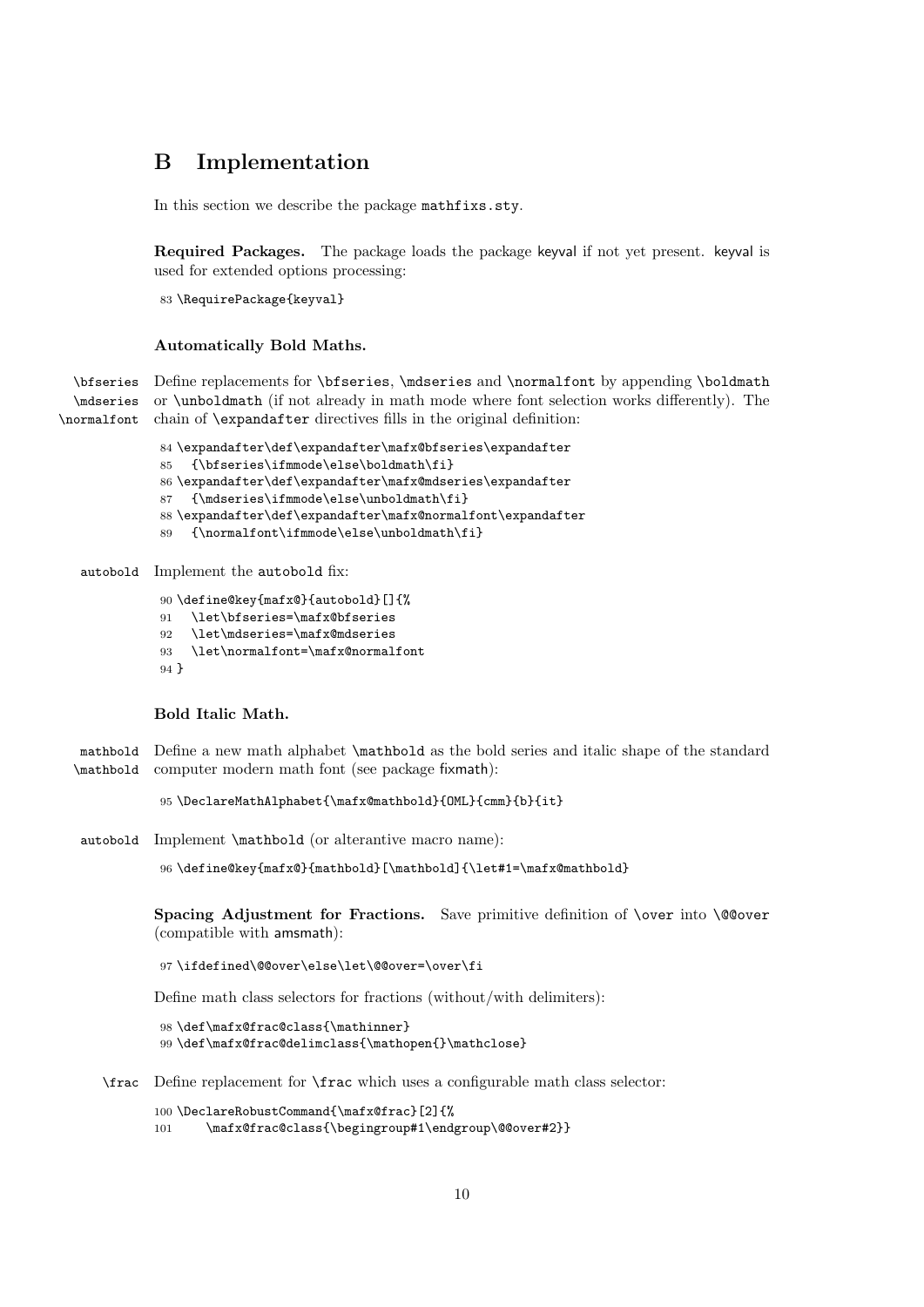# B Implementation

In this section we describe the package mathfixs.sty.

**Required Packages.** The package loads the package keyval if not yet present. keyval is used for extended options processing:

```
83 \RequirePackage{keyval}
```

### Automatically Bold Maths.

\bfseries \mdseries \normalfont Define replacements for \bfseries, \mdseries and \normalfont by appending \boldmath or \unboldmath (if not already in math mode where font selection works differently). The chain of \expandafter directives fills in the original definition:

```
84 \expandafter\def\expandafter\mafx@bfseries\expandafter
85   {\bfseries\ifmmode\else\boldmath\fi}
86 \expandafter\def\expandafter\mafx@mdseries\expandafter
87   {\mdseries\ifmmode\else\unboldmath\fi}
88 \expandafter\def\expandafter\mafx@normalfont\expandafter
89   {\normalfont\ifmmode\else\unboldmath\fi}
```

autobold Implement the autobold fix:

```
90 \define@key{mafx@}{autobold}[]{%
91   \let\bfseries=\mafx@bfseries
92   \let\mdseries=\mafx@mdseries
93   \let\normalfont=\mafx@normalfont
94 }
```

### Bold Italic Math.

mathbold \mathbold Define a new math alphabet \mathbold as the bold series and italic shape of the standard computer modern math font (see package fixmath):

```
95 \DeclareMathAlphabet{\mafx@mathbold}{OML}{cmm}{b}{it}
```

autobold Implement \mathbold (or alterantive macro name):

```
96 \define@key{mafx@}{mathbold}[\mathbold]{\let#1=\mafx@mathbold}
```

**Spacing Adjustment for Fractions.** Save primitive definition of \over into \@@over (compatible with amsmath):

```
97 \ifdefined\@@over\else\let\@@over=\over\fi
```

Define math class selectors for fractions (without/with delimiters):

```
98 \def\mafx@frac@class{\mathinner}
99 \def\mafx@frac@delimclass{\mathopen{}\mathclose}
```

\frac Define replacement for \frac which uses a configurable math class selector:

```
100 \DeclareRobustCommand{\mafx@frac}[2]{%
101     \mafx@frac@class{\begingroup#1\endgroup\@@over#2}}
```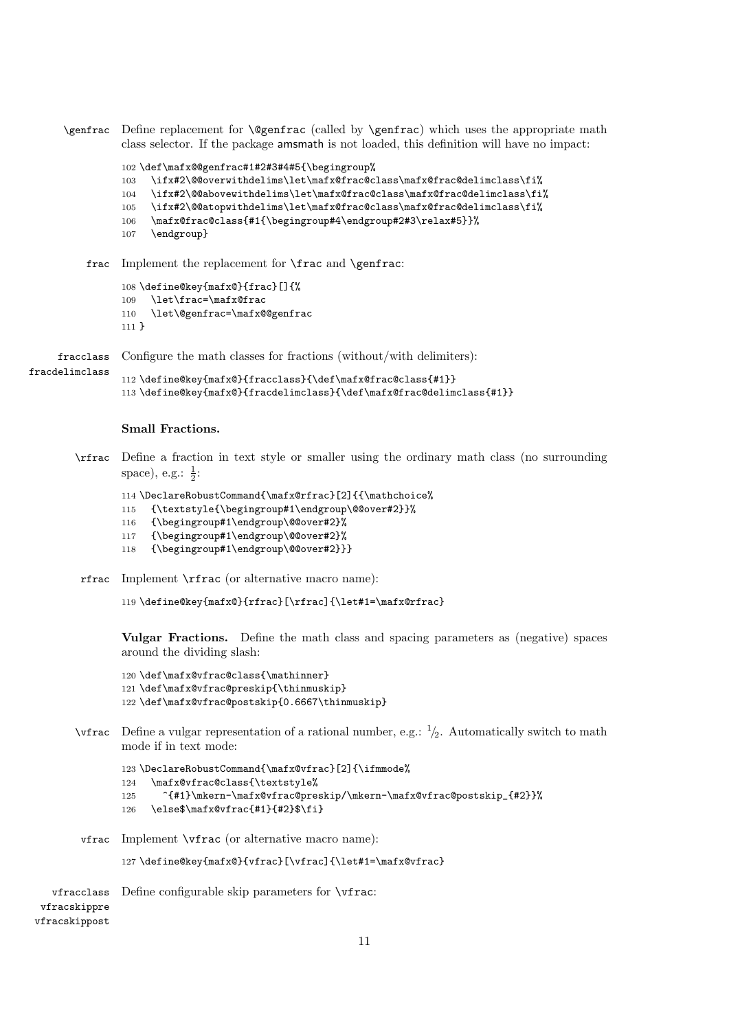`\genfrac` Define replacement for `\@genfrac` (called by `\genfrac`) which uses the appropriate math class selector. If the package amsmath is not loaded, this definition will have no impact:

```
102 \def\mafx@@genfrac#1#2#3#4#5{\begingroup%
103   \ifx#2\@@overwithdelims\let\mafx@frac@class\mafx@frac@delimclass\fi%
104   \ifx#2\@@abovewithdelims\let\mafx@frac@class\mafx@frac@delimclass\fi%
105   \ifx#2\@@atopwithdelims\let\mafx@frac@class\mafx@frac@delimclass\fi%
106   \mafx@frac@class{#1{\begingroup#4\endgroup#2#3\relax#5}}%
107   \endgroup}
```

`frac` Implement the replacement for `\frac` and `\genfrac`:

```
108 \define@key{mafx@}{frac}[]{%
109   \let\frac=\mafx@frac
110   \let\@genfrac=\mafx@@genfrac
111 }
```

`fracclass` `fracdelimclass` Configure the math classes for fractions (without/with delimiters):

```
112 \define@key{mafx@}{fracclass}{\def\mafx@frac@class{#1}}
113 \define@key{mafx@}{fracdelimclass}{\def\mafx@frac@delimclass{#1}}
```

**Small Fractions.**

`\rfrac` Define a fraction in text style or smaller using the ordinary math class (no surrounding space), e.g.: $\frac{1}{2}$:

```
114 \DeclareRobustCommand{\mafx@rfrac}[2]{{\mathchoice%
115   {\textstyle{\begingroup#1\endgroup\@@over#2}}%
116   {\begingroup#1\endgroup\@@over#2}%
117   {\begingroup#1\endgroup\@@over#2}%
118   {\begingroup#1\endgroup\@@over#2}}}
```

`rfrac` Implement `\rfrac` (or alternative macro name):

```
119 \define@key{mafx@}{rfrac}[\rfrac]{\let#1=\mafx@rfrac}
```

**Vulgar Fractions.** Define the math class and spacing parameters as (negative) spaces around the dividing slash:

```
120 \def\mafx@vfrac@class{\mathinner}
121 \def\mafx@vfrac@preskip{\thinmuskip}
122 \def\mafx@vfrac@postskip{0.6667\thinmuskip}
```

`\vfrac` Define a vulgar representation of a rational number, e.g.: ${}^{1}\!/_{2}$. Automatically switch to math mode if in text mode:

```
123 \DeclareRobustCommand{\mafx@vfrac}[2]{\ifmmode%
124   \mafx@vfrac@class{\textstyle%
125     ^{#1}\mkern-\mafx@vfrac@preskip/\mkern-\mafx@vfrac@postskip_{#2}}%
126   \else$\mafx@vfrac{#1}{#2}$\fi}
```

`vfrac` Implement `\vfrac` (or alternative macro name):

```
127 \define@key{mafx@}{vfrac}[\vfrac]{\let#1=\mafx@vfrac}
```

`vfracclass` `vfracskippre` `vfracskippost` Define configurable skip parameters for `\vfrac`: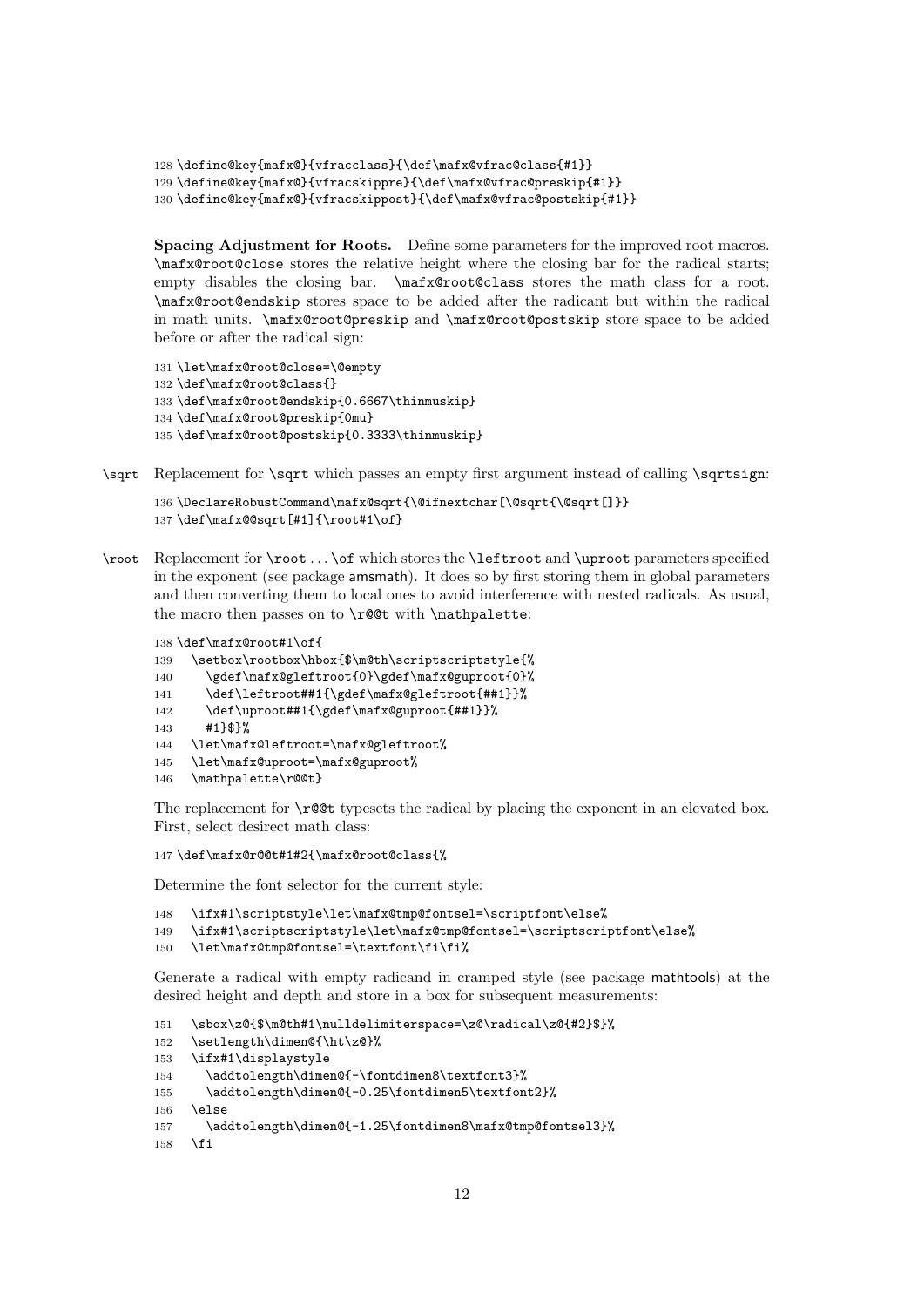```
128 \define@key{mafx@}{vfracclass}{\def\mafx@vfrac@class{#1}}
129 \define@key{mafx@}{vfracskippre}{\def\mafx@vfrac@preskip{#1}}
130 \define@key{mafx@}{vfracskippost}{\def\mafx@vfrac@postskip{#1}}
```

**Spacing Adjustment for Roots.** Define some parameters for the improved root macros. `\mafx@root@close` stores the relative height where the closing bar for the radical starts; empty disables the closing bar. `\mafx@root@class` stores the math class for a root. `\mafx@root@endskip` stores space to be added after the radicant but within the radical in math units. `\mafx@root@preskip` and `\mafx@root@postskip` store space to be added before or after the radical sign:

```
131 \let\mafx@root@close=\@empty
132 \def\mafx@root@class{}
133 \def\mafx@root@endskip{0.6667\thinmuskip}
134 \def\mafx@root@preskip{0mu}
135 \def\mafx@root@postskip{0.3333\thinmuskip}
```

`\sqrt` Replacement for `\sqrt` which passes an empty first argument instead of calling `\sqrtsign`:

```
136 \DeclareRobustCommand\mafx@sqrt{\@ifnextchar[\@sqrt{\@sqrt[]}}
137 \def\mafx@@sqrt[#1]{\root#1\of}
```

`\root` Replacement for `\root ... \of` which stores the `\leftroot` and `\uproot` parameters specified in the exponent (see package amsmath). It does so by first storing them in global parameters and then converting them to local ones to avoid interference with nested radicals. As usual, the macro then passes on to `\r@@t` with `\mathpalette`:

```
138 \def\mafx@root#1\of{
139   \setbox\rootbox\hbox{$\m@th\scriptscriptstyle{%
140     \gdef\mafx@gleftroot{0}\gdef\mafx@guproot{0}%
141     \def\leftroot##1{\gdef\mafx@gleftroot{##1}}%
142     \def\uproot##1{\gdef\mafx@guproot{##1}}%
143     #1}$}%
144   \let\mafx@leftroot=\mafx@gleftroot%
145   \let\mafx@uproot=\mafx@guproot%
146   \mathpalette\r@@t}
```

The replacement for `\r@@t` typesets the radical by placing the exponent in an elevated box. First, select desirect math class:

```
147 \def\mafx@r@@t#1#2{\mafx@root@class{%
```

Determine the font selector for the current style:

```
148   \ifx#1\scriptstyle\let\mafx@tmp@fontsel=\scriptfont\else%
149   \ifx#1\scriptscriptstyle\let\mafx@tmp@fontsel=\scriptscriptfont\else%
150   \let\mafx@tmp@fontsel=\textfont\fi\fi%
```

Generate a radical with empty radicand in cramped style (see package mathtools) at the desired height and depth and store in a box for subsequent measurements:

```
151   \sbox\z@{$\m@th#1\nulldelimiterspace=\z@\radical\z@{#2}$}%
152   \setlength\dimen@{\ht\z@}%
153   \ifx#1\displaystyle
154     \addtolength\dimen@{-\fontdimen8\textfont3}%
155     \addtolength\dimen@{-0.25\fontdimen5\textfont2}%
156   \else
157     \addtolength\dimen@{-1.25\fontdimen8\mafx@tmp@fontsel3}%
158   \fi
```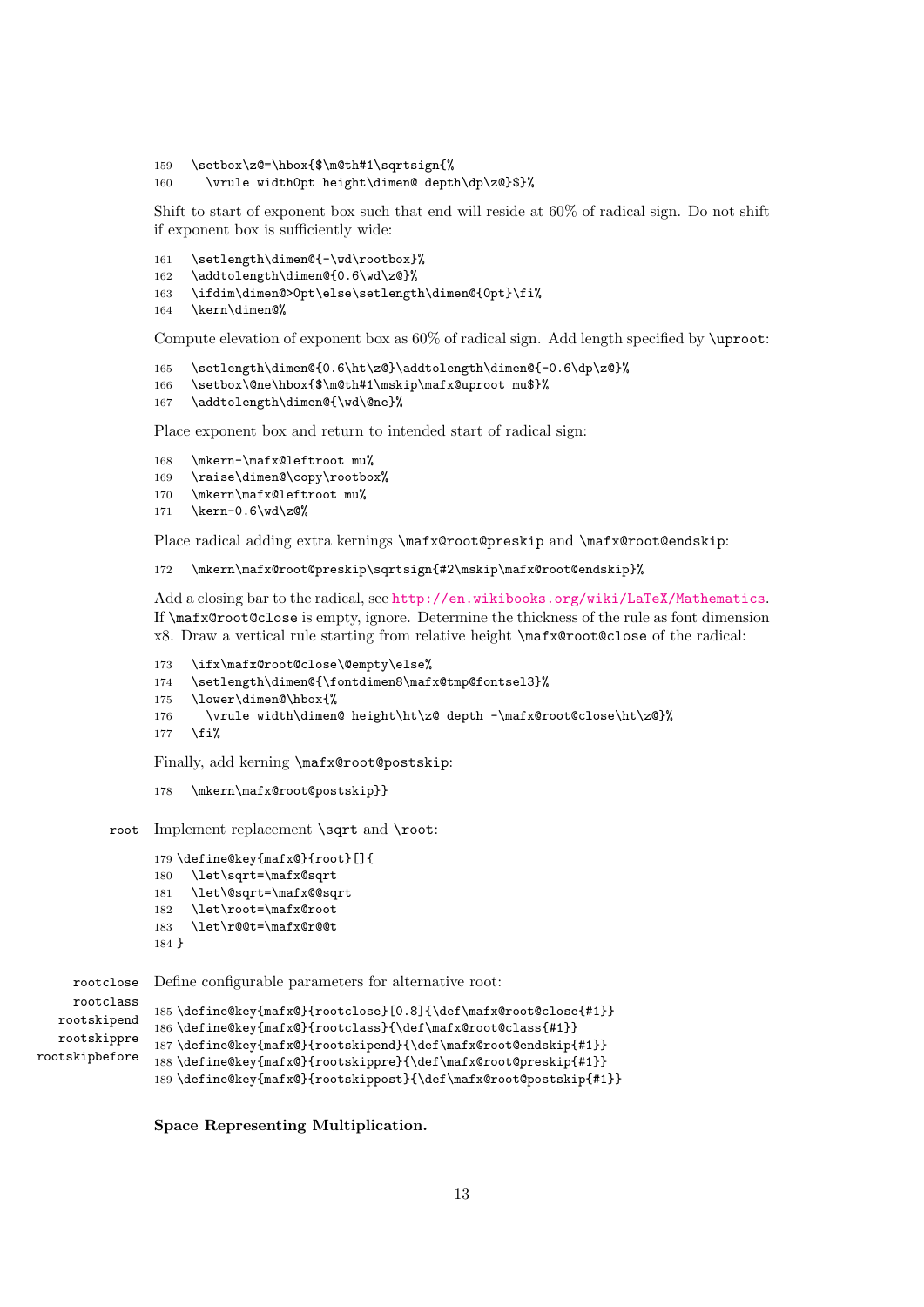```
159   \setbox\z@=\hbox{$\m@th#1\sqrtsign{%
160     \vrule width0pt height\dimen@ depth\dp\z@}$}%
```

Shift to start of exponent box such that end will reside at 60% of radical sign. Do not shift if exponent box is sufficiently wide:

```
161   \setlength\dimen@{-\wd\rootbox}%
162   \addtolength\dimen@{0.6\wd\z@}%
163   \ifdim\dimen@>0pt\else\setlength\dimen@{0pt}\fi%
164   \kern\dimen@%
```

Compute elevation of exponent box as 60% of radical sign. Add length specified by `\uproot`:

```
165   \setlength\dimen@{0.6\ht\z@}\addtolength\dimen@{-0.6\dp\z@}%
166   \setbox\@ne\hbox{$\m@th#1\mskip\mafx@uproot mu$}%
167   \addtolength\dimen@{\wd\@ne}%
```

Place exponent box and return to intended start of radical sign:

```
168   \mkern-\mafx@leftroot mu%
169   \raise\dimen@\copy\rootbox%
170   \mkern\mafx@leftroot mu%
171   \kern-0.6\wd\z@%
```

Place radical adding extra kernings `\mafx@root@preskip` and `\mafx@root@endskip`:

```
172   \mkern\mafx@root@preskip\sqrtsign{#2\mskip\mafx@root@endskip}%
```

Add a closing bar to the radical, see http://en.wikibooks.org/wiki/LaTeX/Mathematics. If `\mafx@root@close` is empty, ignore. Determine the thickness of the rule as font dimension x8. Draw a vertical rule starting from relative height `\mafx@root@close` of the radical:

```
173   \ifx\mafx@root@close\@empty\else%
174   \setlength\dimen@{\fontdimen8\mafx@tmp@fontsel3}%
175   \lower\dimen@\hbox{%
176     \vrule width\dimen@ height\ht\z@ depth -\mafx@root@close\ht\z@}%
177   \fi%
```

Finally, add kerning `\mafx@root@postskip`:

```
178   \mkern\mafx@root@postskip}}
```

`root` Implement replacement `\sqrt` and `\root`:

```
179 \define@key{mafx@}{root}[]{
180   \let\sqrt=\mafx@sqrt
181   \let\@sqrt=\mafx@@sqrt
182   \let\root=\mafx@root
183   \let\r@@t=\mafx@r@@t
184 }
```

`rootclose` `rootclass` `rootskipend` `rootskippre` `rootskipbefore` Define configurable parameters for alternative root:

```
185 \define@key{mafx@}{rootclose}[0.8]{\def\mafx@root@close{#1}}
186 \define@key{mafx@}{rootclass}{\def\mafx@root@class{#1}}
187 \define@key{mafx@}{rootskipend}{\def\mafx@root@endskip{#1}}
188 \define@key{mafx@}{rootskippre}{\def\mafx@root@preskip{#1}}
189 \define@key{mafx@}{rootskippost}{\def\mafx@root@postskip{#1}}
```

**Space Representing Multiplication.**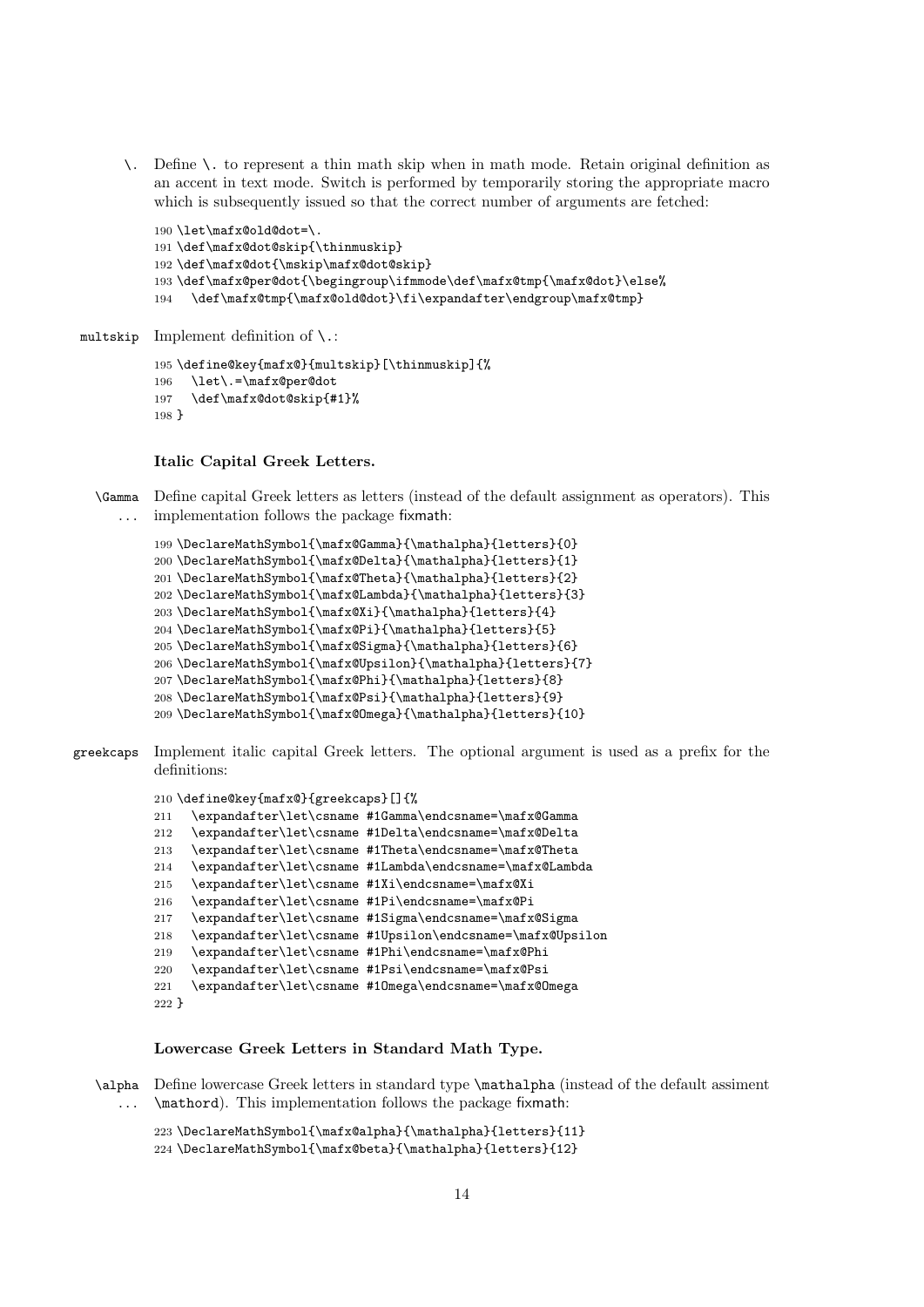\. Define \. to represent a thin math skip when in math mode. Retain original definition as an accent in text mode. Switch is performed by temporarily storing the appropriate macro which is subsequently issued so that the correct number of arguments are fetched:

```
190 \let\mafx@old@dot=\.
191 \def\mafx@dot@skip{\thinmuskip}
192 \def\mafx@dot{\mskip\mafx@dot@skip}
193 \def\mafx@per@dot{\begingroup\ifmmode\def\mafx@tmp{\mafx@dot}\else%
194   \def\mafx@tmp{\mafx@old@dot}\fi\expandafter\endgroup\mafx@tmp}
```

multskip Implement definition of \.:

```
195 \define@key{mafx@}{multskip}[\thinmuskip]{%
196   \let\.=\mafx@per@dot
197   \def\mafx@dot@skip{#1}%
198 }
```

### Italic Capital Greek Letters.

\Gamma ... Define capital Greek letters as letters (instead of the default assignment as operators). This implementation follows the package fixmath:

```
199 \DeclareMathSymbol{\mafx@Gamma}{\mathalpha}{letters}{0}
200 \DeclareMathSymbol{\mafx@Delta}{\mathalpha}{letters}{1}
201 \DeclareMathSymbol{\mafx@Theta}{\mathalpha}{letters}{2}
202 \DeclareMathSymbol{\mafx@Lambda}{\mathalpha}{letters}{3}
203 \DeclareMathSymbol{\mafx@Xi}{\mathalpha}{letters}{4}
204 \DeclareMathSymbol{\mafx@Pi}{\mathalpha}{letters}{5}
205 \DeclareMathSymbol{\mafx@Sigma}{\mathalpha}{letters}{6}
206 \DeclareMathSymbol{\mafx@Upsilon}{\mathalpha}{letters}{7}
207 \DeclareMathSymbol{\mafx@Phi}{\mathalpha}{letters}{8}
208 \DeclareMathSymbol{\mafx@Psi}{\mathalpha}{letters}{9}
209 \DeclareMathSymbol{\mafx@Omega}{\mathalpha}{letters}{10}
```

greekcaps Implement italic capital Greek letters. The optional argument is used as a prefix for the definitions:

```
210 \define@key{mafx@}{greekcaps}[]{%
211   \expandafter\let\csname #1Gamma\endcsname=\mafx@Gamma
212   \expandafter\let\csname #1Delta\endcsname=\mafx@Delta
213   \expandafter\let\csname #1Theta\endcsname=\mafx@Theta
214   \expandafter\let\csname #1Lambda\endcsname=\mafx@Lambda
215   \expandafter\let\csname #1Xi\endcsname=\mafx@Xi
216   \expandafter\let\csname #1Pi\endcsname=\mafx@Pi
217   \expandafter\let\csname #1Sigma\endcsname=\mafx@Sigma
218   \expandafter\let\csname #1Upsilon\endcsname=\mafx@Upsilon
219   \expandafter\let\csname #1Phi\endcsname=\mafx@Phi
220   \expandafter\let\csname #1Psi\endcsname=\mafx@Psi
221   \expandafter\let\csname #1Omega\endcsname=\mafx@Omega
222 }
```

### Lowercase Greek Letters in Standard Math Type.

\alpha ... Define lowercase Greek letters in standard type \mathalpha (instead of the default assiment \mathord). This implementation follows the package fixmath:

```
223 \DeclareMathSymbol{\mafx@alpha}{\mathalpha}{letters}{11}
224 \DeclareMathSymbol{\mafx@beta}{\mathalpha}{letters}{12}
```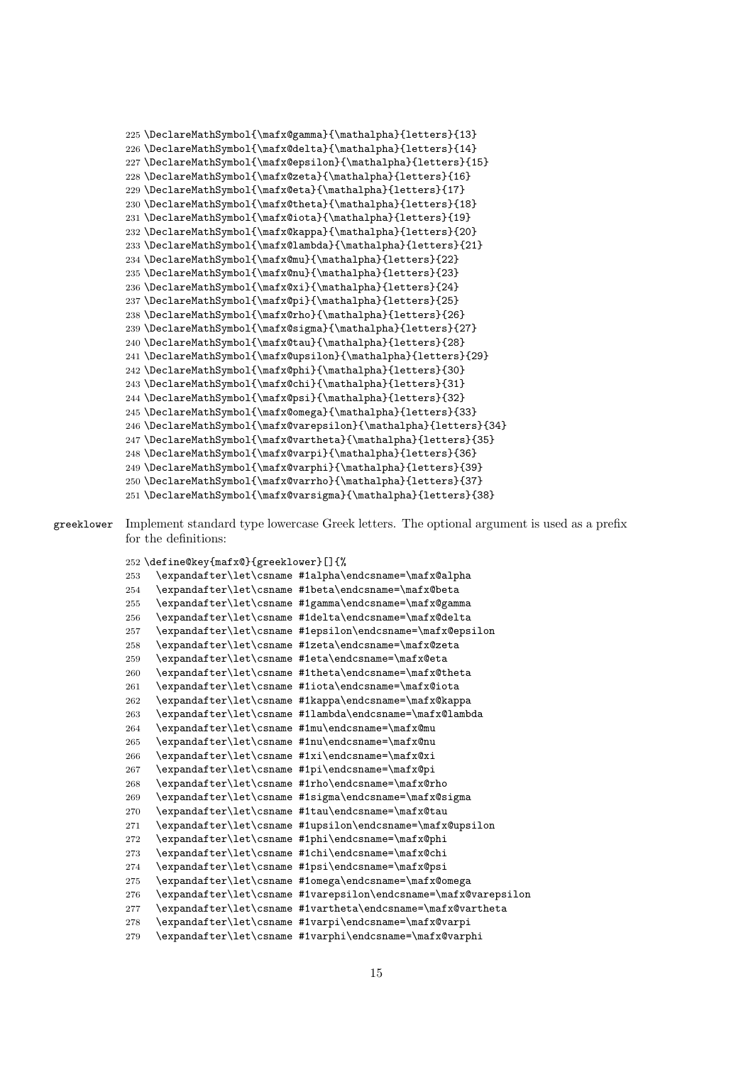```
225 \DeclareMathSymbol{\mafx@gamma}{\mathalpha}{letters}{13}
226 \DeclareMathSymbol{\mafx@delta}{\mathalpha}{letters}{14}
227 \DeclareMathSymbol{\mafx@epsilon}{\mathalpha}{letters}{15}
228 \DeclareMathSymbol{\mafx@zeta}{\mathalpha}{letters}{16}
229 \DeclareMathSymbol{\mafx@eta}{\mathalpha}{letters}{17}
230 \DeclareMathSymbol{\mafx@theta}{\mathalpha}{letters}{18}
231 \DeclareMathSymbol{\mafx@iota}{\mathalpha}{letters}{19}
232 \DeclareMathSymbol{\mafx@kappa}{\mathalpha}{letters}{20}
233 \DeclareMathSymbol{\mafx@lambda}{\mathalpha}{letters}{21}
234 \DeclareMathSymbol{\mafx@mu}{\mathalpha}{letters}{22}
235 \DeclareMathSymbol{\mafx@nu}{\mathalpha}{letters}{23}
236 \DeclareMathSymbol{\mafx@xi}{\mathalpha}{letters}{24}
237 \DeclareMathSymbol{\mafx@pi}{\mathalpha}{letters}{25}
238 \DeclareMathSymbol{\mafx@rho}{\mathalpha}{letters}{26}
239 \DeclareMathSymbol{\mafx@sigma}{\mathalpha}{letters}{27}
240 \DeclareMathSymbol{\mafx@tau}{\mathalpha}{letters}{28}
241 \DeclareMathSymbol{\mafx@upsilon}{\mathalpha}{letters}{29}
242 \DeclareMathSymbol{\mafx@phi}{\mathalpha}{letters}{30}
243 \DeclareMathSymbol{\mafx@chi}{\mathalpha}{letters}{31}
244 \DeclareMathSymbol{\mafx@psi}{\mathalpha}{letters}{32}
245 \DeclareMathSymbol{\mafx@omega}{\mathalpha}{letters}{33}
246 \DeclareMathSymbol{\mafx@varepsilon}{\mathalpha}{letters}{34}
247 \DeclareMathSymbol{\mafx@vartheta}{\mathalpha}{letters}{35}
248 \DeclareMathSymbol{\mafx@varpi}{\mathalpha}{letters}{36}
249 \DeclareMathSymbol{\mafx@varphi}{\mathalpha}{letters}{39}
250 \DeclareMathSymbol{\mafx@varrho}{\mathalpha}{letters}{37}
251 \DeclareMathSymbol{\mafx@varsigma}{\mathalpha}{letters}{38}
```

`greeklower` Implement standard type lowercase Greek letters. The optional argument is used as a prefix for the definitions:

```
252 \define@key{mafx@}{greeklower}[]{%
253   \expandafter\let\csname #1alpha\endcsname=\mafx@alpha
254   \expandafter\let\csname #1beta\endcsname=\mafx@beta
255   \expandafter\let\csname #1gamma\endcsname=\mafx@gamma
256   \expandafter\let\csname #1delta\endcsname=\mafx@delta
257   \expandafter\let\csname #1epsilon\endcsname=\mafx@epsilon
258   \expandafter\let\csname #1zeta\endcsname=\mafx@zeta
259   \expandafter\let\csname #1eta\endcsname=\mafx@eta
260   \expandafter\let\csname #1theta\endcsname=\mafx@theta
261   \expandafter\let\csname #1iota\endcsname=\mafx@iota
262   \expandafter\let\csname #1kappa\endcsname=\mafx@kappa
263   \expandafter\let\csname #1lambda\endcsname=\mafx@lambda
264   \expandafter\let\csname #1mu\endcsname=\mafx@mu
265   \expandafter\let\csname #1nu\endcsname=\mafx@nu
266   \expandafter\let\csname #1xi\endcsname=\mafx@xi
267   \expandafter\let\csname #1pi\endcsname=\mafx@pi
268   \expandafter\let\csname #1rho\endcsname=\mafx@rho
269   \expandafter\let\csname #1sigma\endcsname=\mafx@sigma
270   \expandafter\let\csname #1tau\endcsname=\mafx@tau
271   \expandafter\let\csname #1upsilon\endcsname=\mafx@upsilon
272   \expandafter\let\csname #1phi\endcsname=\mafx@phi
273   \expandafter\let\csname #1chi\endcsname=\mafx@chi
274   \expandafter\let\csname #1psi\endcsname=\mafx@psi
275   \expandafter\let\csname #1omega\endcsname=\mafx@omega
276   \expandafter\let\csname #1varepsilon\endcsname=\mafx@varepsilon
277   \expandafter\let\csname #1vartheta\endcsname=\mafx@vartheta
278   \expandafter\let\csname #1varpi\endcsname=\mafx@varpi
279   \expandafter\let\csname #1varphi\endcsname=\mafx@varphi
```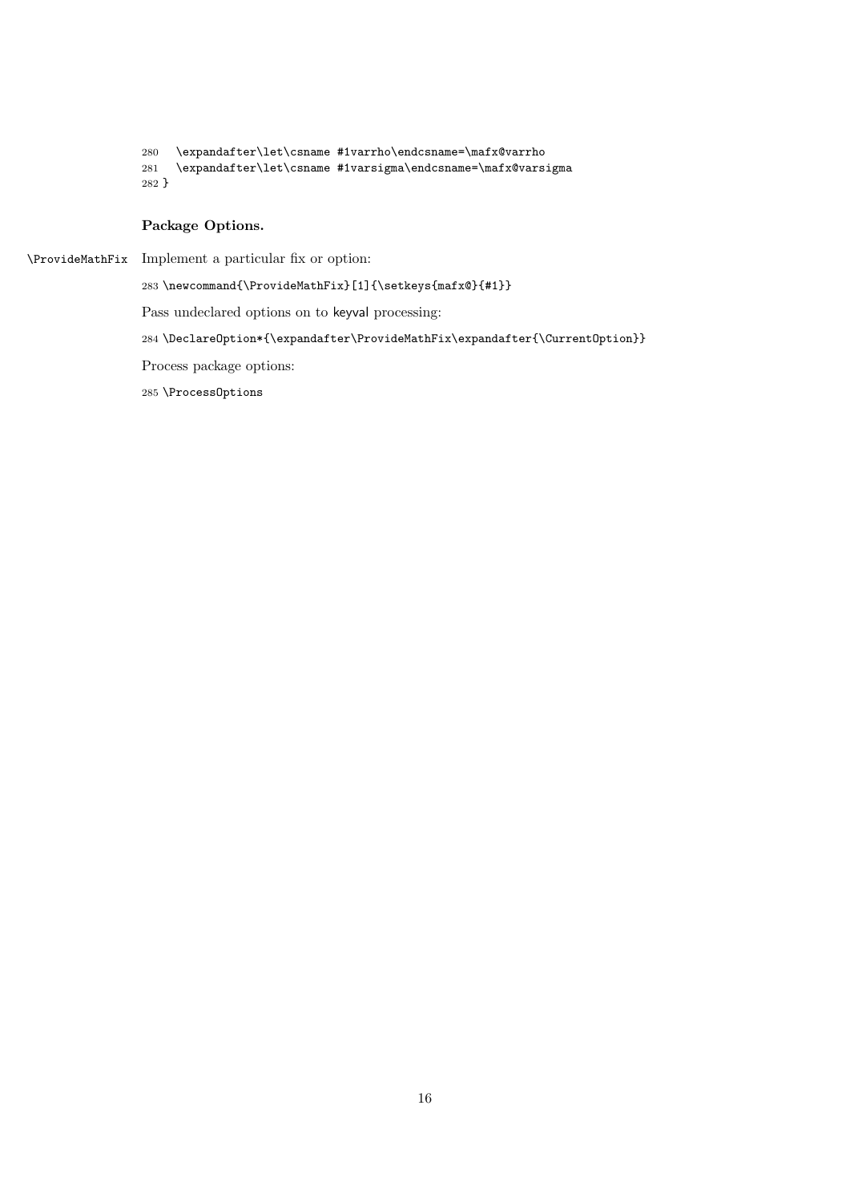```
280   \expandafter\let\csname #1varrho\endcsname=\mafx@varrho
281   \expandafter\let\csname #1varsigma\endcsname=\mafx@varsigma
282 }
```

**Package Options.**

\ProvideMathFix Implement a particular fix or option:

```
283 \newcommand{\ProvideMathFix}[1]{\setkeys{mafx@}{#1}}
```

Pass undeclared options on to keyval processing:

```
284 \DeclareOption*{\expandafter\ProvideMathFix\expandafter{\CurrentOption}}
```

Process package options:

```
285 \ProcessOptions
```